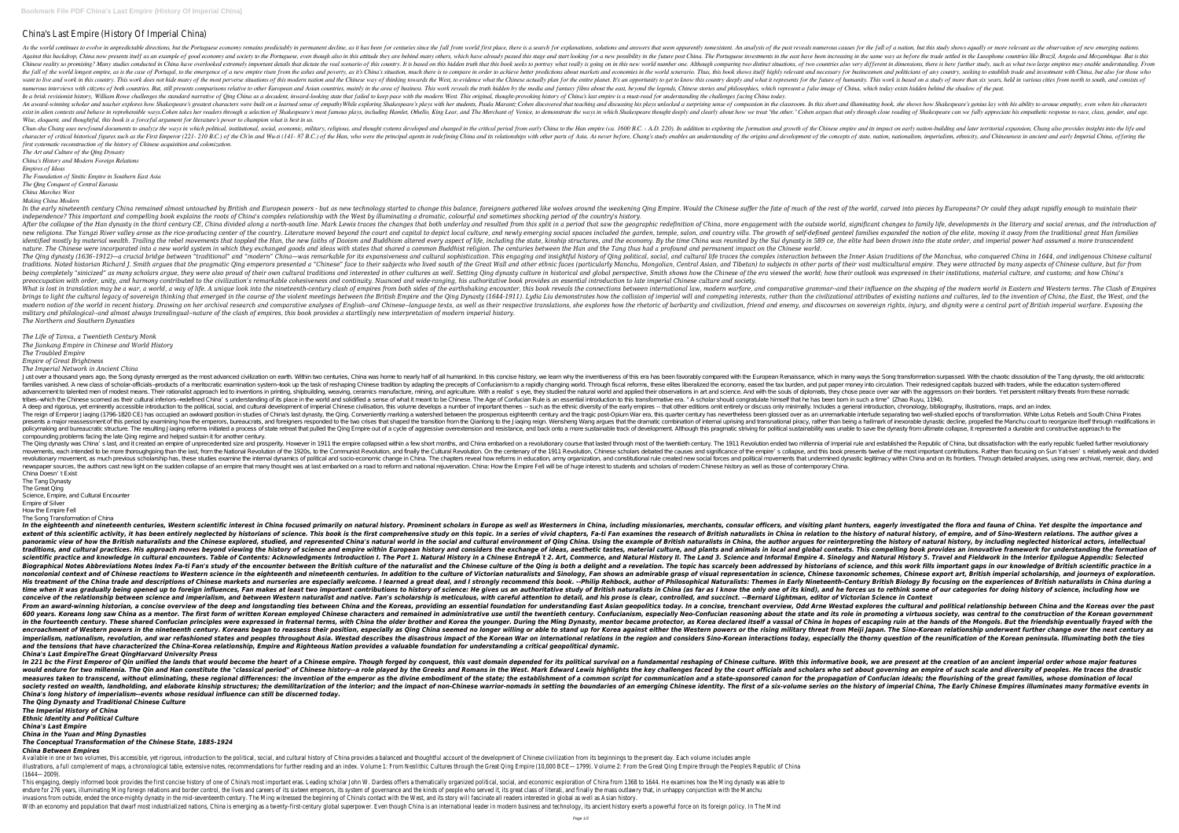# China's Last Empire (History Of Imperial China)

As the world continues to evolve in unpredictable directions, but the Portuguese economy remains predictably in permanent decline, as it has been for centuries since the fall from world first place, there is a search for explanations, solutions and answers that seem apparently nonexistent. An analysis of the past reveals numerous causes for the fall of a nation, but this study shows equally or more relevant as the observation of new emerging nations. Against this backdrop, China now presents itself as an example of good economy and society to the Portuguese, even though also in this attitude they are behind many others, which have already passed this stage and start looking for a new possibility in the future post China. The Portuguese investments in the east have been increasing in the same way as before the trade settled in the Lusophone countries like Brazil, Angola and Mozambique. But is this Chinese reality so promising? Many studies conducted in China have overlooked extremely important details that dictate the real scenario of this country. It is based on this hidden truth that this book seeks to portray what really is going on in this new world number one. Although comparing two distinct situations, of two countries also very different in dimensions, there is here further study, such as what two large empires may enable understanding. From the fall of the world longest empire, as is the case of Portugal, to the emergence of a new empire risen from the ashes and poverty, as it's China's situation, much there is to compare in order to achieve better predictions about markets and economies in the world scenario. Thus, this book shows itself highly relevant and necessary for businessmen and politicians of any country, seeking to establish trade and investment with China, but also for those who want to live and work in this country. This work does not hide many of the most perverse situations of this modern nation and the Chinese way of thinking towards the West, to evidence what the Chinese actually plan for the entire planet. It's an opportunity to get to know this country deeply and what it represents for the future of humanity. This work is based on a study of more than six years, held in various cities from north to south, and consists of numerous interviews with citizens of both countries. But, still presents comparisons relative to other European and Asian countries, mainly in the area of business. This work reveals the truth hidden by the media and fantasy films about the east, beyond the legends, Chinese stories and philosophies, which represent a false image of China, which today exists hidden behind the shadow of the past.

In a brisk revisionist history, William Rowe challenges the standard narrative of Qing China as a decadent, inward-looking state that failed to keep pace with the modern West. This original, thought-provoking history of China's last empire is a must-read for understanding the challenges facing China today.

An award-winning scholar and teacher explores how Shakespeare's greatest characters were built on a learned sense of empathyWhile exploring Shakespeare's plays with her students, Paula Marantz Cohen discovered that teaching and discussing his plays unlocked a surprising sense of compassion in the classroom. In this short and illuminating book, she shows how Shakespeare's genius lay with his ability to arouse empathy, even when his characters exist in alien contexts and behave in reprehensible ways.Cohen takes her readers through a selection of Shakespeare's most famous plays, including Hamlet, Othello, King Lear, and The Merchant of Venice, to demonstrate the ways in which Shakespeare thought deeply and clearly about how we treat "the other." Cohen argues that only through close reading of Shakespeare can we fully appreciate his empathetic response to race, class, gender, and age. Wise, eloquent, and thoughtful, this book is a forceful argument for literature's power to champion what is best in us.

Chun-shu Chang uses newfound documents to analyze the ways in which political, institutional, social, economic, military, religious, and thought systems developed and changed in the critical period from early China to the Han empire (ca. 1600 B.C. - A.D. 220). In addition to exploring the formation and growth of the Chinese empire and its impact on early nation-building and later territorial expansion, Chang also provides insights into the life and character of critical historical figures such as the First Emperor (221- 210 B.C.) of the Ch'in and Wu-ti (141- 87 B.C.) of the Han, who were the principal agents in redefining China and its relationships with other parts of Asia. As never before, Chang's study enables an understanding of the origins and development of the concepts of state, nation, nationalism, imperialism, ethnicity, and Chineseness in ancient and early Imperial China, offering the first systematic reconstruction of the history of Chinese acquisition and colonization.

*The Art and Culture of the Qing Dynasty*
*China's History and Modern Foreign Relations*
*Empires of Ideas*
*The Foundation of Sinitic Empire in Southern East Asia*
*The Qing Conquest of Central Eurasia*
*China Marches West*
*Making China Modern*

In the early nineteenth century China remained almost untouched by British and European powers - but as new technology started to change this balance, foreigners gathered like wolves around the weakening Qing Empire. Would the Chinese suffer the fate of much of the rest of the world, carved into pieces by Europeans? Or could they adapt rapidly enough to maintain their independence? This important and compelling book explains the roots of China's complex relationship with the West by illuminating a dramatic, colourful and sometimes shocking period of the country's history.

After the collapse of the Han dynasty in the third century CE, China divided along a north-south line. Mark Lewis traces the changes that both underlay and resulted from this split in a period that saw the geographic redefinition of China, more engagement with the outside world, significant changes to family life, developments in the literary and social arenas, and the introduction of new religions. The Yangzi River valley arose as the rice-producing center of the country. Literature moved beyond the court and capital to depict local culture, and newly emerging social spaces included the garden, temple, salon, and country villa. The growth of self-defined genteel families expanded the notion of the elite, moving it away from the traditional great Han families identified mostly by material wealth. Trailing the rebel movements that toppled the Han, the new faiths of Daoism and Buddhism altered every aspect of life, including the state, kinship structures, and the economy. By the time China was reunited by the Sui dynasty in 589 ce, the elite had been drawn into the state order, and imperial power had assumed a more transcendent nature. The Chinese were incorporated into a new world system in which they exchanged goods and ideas with states that shared a common Buddhist religion. The centuries between the Han and the Tang thus had a profound and permanent impact on the Chinese world.

The Qing dynasty (1636–1912)—a crucial bridge between "traditional" and "modern" China—was remarkable for its expansiveness and cultural sophistication. This engaging and insightful history of Qing political, social, and cultural life traces the complex interaction between the Inner Asian traditions of the Manchus, who conquered China in 1644, and indigenous Chinese cultural traditions. Noted historian Richard J. Smith argues that the pragmatic Qing emperors presented a "Chinese" face to their subjects who lived south of the Great Wall and other ethnic faces (particularly Manchu, Mongolian, Central Asian, and Tibetan) to subjects in other parts of their vast multicultural empire. They were attracted by many aspects of Chinese culture, but far from being completely "sinicized" as many scholars argue, they were also proud of their own cultural traditions and interested in other cultures as well. Setting Qing dynasty culture in historical and global perspective, Smith shows how the Chinese of the era viewed the world; how their outlook was expressed in their institutions, material culture, and customs; and how China's preoccupation with order, unity, and harmony contributed to the civilization's remarkable cohesiveness and continuity. Nuanced and wide-ranging, his authoritative book provides an essential introduction to late imperial Chinese culture and society.

What is lost in translation may be a war, a world, a way of life. A unique look into the nineteenth-century clash of empires from both sides of the earthshaking encounter, this book reveals the connections between international law, modern warfare, and comparative grammar--and their influence on the shaping of the modern world in Eastern and Western terms. The Clash of Empires brings to light the cultural legacy of sovereign thinking that emerged in the course of the violent meetings between the British Empire and the Qing Dynasty (1644-1911). Lydia Liu demonstrates how the collision of imperial will and competing interests, rather than the civilizational attributes of existing nations and cultures, led to the invention of China, the East, the West, and the modern notion of the world in recent history. Drawing on her archival research and comparative analyses of English--and Chinese--language texts, as well as their respective translations, she explores how the rhetoric of barbarity and civilization, friend and enemy, and discourses on sovereign rights, injury, and dignity were a central part of British imperial warfare. Exposing the military and philological--and almost always translingual--nature of the clash of empires, this book provides a startlingly new interpretation of modern imperial history.

*The Northern and Southern Dynasties*

*The Life of Tanxu, a Twentieth Century Monk*
*The Jiankang Empire in Chinese and World History*
*The Troubled Empire*
*Empire of Great Brightness*
*The Imperial Network in Ancient China*

Just over a thousand years ago, the Song dynasty emerged as the most advanced civilization on earth. Within two centuries, China was home to nearly half of all humankind. In this concise history, we learn why the inventiveness of this era has been favorably compared with the European Renaissance, which in many ways the Song transformation surpassed. With the chaotic dissolution of the Tang dynasty, the old aristocratic families vanished. A new class of scholar-officials--products of a meritocratic examination system--took up the task of reshaping Chinese tradition by adapting the precepts of Confucianism to a rapidly changing world. Through fiscal reforms, these elites liberalized the economy, eased the tax burden, and put paper money into circulation. Their redesigned capitals buzzed with traders, while the education system offered advancement to talented men of modest means. Their rationalist approach led to inventions in printing, shipbuilding, weaving, ceramics manufacture, mining, and agriculture. With a realist's eye, they studied the natural world and applied their observations in art and science. And with the souls of diplomats, they chose peace over war with the aggressors on their borders. Yet persistent military threats from these nomadic tribes--which the Chinese scorned as their cultural inferiors--redefined China's understanding of its place in the world and solidified a sense of what it meant to be Chinese. The Age of Confucian Rule is an essential introduction to this transformative era. "A scholar should congratulate himself that he has been born in such a time" (Zhao Ruyu, 1194).

A deep and rigorous, yet eminently accessible introduction to the political, social, and cultural development of imperial Chinese civilisation, this volume develops a number of important themes -- such as the ethnic diversity of the early empires -- that other editions omit entirely or discuss only minimally. Includes a general introduction, chronology, bibliography, illustrations, maps, and an index.

The reign of Emperor Jiaqing (1796-1820 CE) has occupied an awkward position in studies of China's last dynasty, the Qing. Conveniently marking a watershed between the prosperous eighteenth century and the tragic post-Opium War era, this quarter century has nevertheless been glossed over as an unremarkable interlude separating two well-studied epochs of transformation. White Lotus Rebels and South China Pirates presents a major reassessment of this period by examining how the emperors, bureaucrats, and foreigners responded to the two crises that shaped the transition from the Qianlong to the Jiaqing reign. Wensheng Wang argues that the dramatic combination of internal uprising and transnational piracy, rather than being a hallmark of inexorable dynastic decline, propelled the Manchu court to reorganize itself through modifications in policymaking and bureaucratic structure. The resulting Jiaqing reforms initiated a process of state retreat that pulled the Qing Empire out of a cycle of aggressive overextension and resistance, and back onto a more sustainable track of development. Although this pragmatic striving for political sustainability was unable to save the dynasty from ultimate collapse, it represented a durable and constructive approach to the compounding problems facing the late Qing regime and helped sustain it for another century.

The Qing was China's last, and it created an empire of unprecedented size and prosperity. However in 1911 the empire collapsed within a few short months, and China embarked on a revolutionary course that lasted through most of the twentieth century. The 1911 Revolution ended two millennia of imperial rule and established the Republic of China, but dissatisfaction with the early republic fuelled further revolutionary movements, each intended to be more thoroughgoing than the last, from the National Revolution of the 1920s, to the Communist Revolution, and finally the Cultural Revolution. On the centenary of the 1911 Revolution, Chinese scholars debated the causes and significance of the empire's collapse, and this book presents twelve of the most important contributions. Rather than focusing on Sun Yat-sen's relatively weak and divided revolutionary movement, as much previous scholarship has, these studies examine the internal dynamics of political and socio-economic change in China. The chapters reveal how reforms in education, army organization, and constitutional rule created new social forces and political movements that undermined dynastic legitimacy within China and on its frontiers. Through detailed analyses, using new archival, memoir, diary, and newspaper sources, the authors cast new light on the sudden collapse of an empire that many thought was at last embarked on a road to reform and national rejuvenation. China: How the Empire Fell will be of huge interest to students and scholars of modern Chinese history as well as those of contemporary China.

China Doesn't Exist
The Tang Dynasty
The Great Qing
Science, Empire, and Cultural Encounter
Empire of Silver
How the Empire Fell
The Song Transformation of China

**In the eighteenth and nineteenth centuries, Western scientific interest in China focused primarily on natural history. Prominent scholars in Europe as well as Westerners in China, including missionaries, merchants, consular officers, and visiting plant hunters, eagerly investigated the flora and fauna of China. Yet despite the importance and extent of this scientific activity, it has been entirely neglected by historians of science. This book is the first comprehensive study on this topic. In a series of vivid chapters, Fa-ti Fan examines the research of British naturalists in China in relation to the history of natural history, of empire, and of Sino-Western relations. The author gives a panoramic view of how the British naturalists and the Chinese explored, studied, and represented China's natural world in the social and cultural environment of Qing China. Using the example of British naturalists in China, the author argues for reinterpreting the history of natural history, by including neglected historical actors, intellectual traditions, and cultural practices. His approach moves beyond viewing the history of science and empire within European history and considers the exchange of ideas, aesthetic tastes, material culture, and plants and animals in local and global contexts. This compelling book provides an innovative framework for understanding the formation of scientific practice and knowledge in cultural encounters. Table of Contents: Acknowledgments Introduction I. The Port 1. Natural History in a Chinese EntrepÂ't 2. Art, Commerce, and Natural History II. The Land 3. Science and Informal Empire 4. Sinology and Natural History 5. Travel and Fieldwork in the Interior Epilogue Appendix: Selected Biographical Notes Abbreviations Notes Index Fa-ti Fan's study of the encounter between the British culture of the naturalist and the Chinese culture of the Qing is both a delight and a revelation. The topic has scarcely been addressed by historians of science, and this work fills important gaps in our knowledge of British scientific practice in a noncolonial context and of Chinese reactions to Western science in the eighteenth and nineteenth centuries. In addition to the culture of Victorian naturalists and Sinology, Fan shows an admirable grasp of visual representation in science, Chinese taxonomic schemes, Chinese export art, British imperial scholarship, and journeys of exploration. His treatment of the China trade and descriptions of Chinese markets and nurseries are especially welcome. I learned a great deal, and I strongly recommend this book. --Philip Rehbock, author of Philosophical Naturalists: Themes in Early Nineteenth-Century British Biology By focusing on the experiences of British naturalists in China during a time when it was gradually being opened up to foreign influences, Fan makes at least two important contributions to history of science: He gives us an authoritative study of British naturalists in China (as far as I know the only one of its kind), and he forces us to rethink some of our categories for doing history of science, including how we conceive of the relationship between science and imperialism, and between Western naturalist and native. Fan's scholarship is meticulous, with careful attention to detail, and his prose is clear, controlled, and succinct. --Bernard Lightman, editor of Victorian Science in Context**

**From an award-winning historian, a concise overview of the deep and longstanding ties between China and the Koreas, providing an essential foundation for understanding East Asian geopolitics today. In a concise, trenchant overview, Odd Arne Westad explores the cultural and political relationship between China and the Koreas over the past 600 years. Koreans long saw China as a mentor. The first form of written Korean employed Chinese characters and remained in administrative use until the twentieth century. Confucianism, especially Neo-Confucian reasoning about the state and its role in promoting a virtuous society, was central to the construction of the Korean government in the fourteenth century. These shared Confucian principles were expressed in fraternal terms, with China the older brother and Korea the younger. During the Ming Dynasty, mentor became protector, as Korea declared itself a vassal of China in hopes of escaping ruin at the hands of the Mongols. But the friendship eventually frayed with the encroachment of Western powers in the nineteenth century. Koreans began to reassess their position, especially as Qing China seemed no longer willing or able to stand up for Korea against either the Western powers or the rising military threat from Meiji Japan. The Sino-Korean relationship underwent further change over the next century as imperialism, nationalism, revolution, and war refashioned states and peoples throughout Asia. Westad describes the disastrous impact of the Korean War on international relations in the region and considers Sino-Korean interactions today, especially the thorny question of the reunification of the Korean peninsula. Illuminating both the ties and the tensions that have characterized the China-Korea relationship, Empire and Righteous Nation provides a valuable foundation for understanding a critical geopolitical dynamic.**

***China's Last EmpireThe Great QingHarvard University Press***

***In 221 bc the First Emperor of Qin unified the lands that would become the heart of a Chinese empire. Though forged by conquest, this vast domain depended for its political survival on a fundamental reshaping of Chinese culture. With this informative book, we are present at the creation of an ancient imperial order whose major features would endure for two millennia. The Qin and Han constitute the "classical period" of Chinese history--a role played by the Greeks and Romans in the West. Mark Edward Lewis highlights the key challenges faced by the court officials and scholars who set about governing an empire of such scale and diversity of peoples. He traces the drastic measures taken to transcend, without eliminating, these regional differences: the invention of the emperor as the divine embodiment of the state; the establishment of a common script for communication and a state-sponsored canon for the propagation of Confucian ideals; the flourishing of the great families, whose domination of local society rested on wealth, landholding, and elaborate kinship structures; the demilitarization of the interior; and the impact of non-Chinese warrior-nomads in setting the boundaries of an emerging Chinese identity. The first of a six-volume series on the history of imperial China, The Early Chinese Empires illuminates many formative events in China's long history of imperialism--events whose residual influence can still be discerned today.***

***The Qing Dynasty and Traditional Chinese Culture***
***The Imperial History of China***
***Ethnic Identity and Political Culture***
***China's Last Empire***
***China in the Yuan and Ming Dynasties***
***The Conceptual Transformation of the Chinese State, 1885-1924***
***China Between Empires***

Available in one or two volumes, this accessible, yet rigorous, introduction to the political, social, and cultural history of China provides a balanced and thoughtful account of the development of Chinese civilization from its beginnings to the present day. Each volume includes ample illustrations, a full complement of maps, a chronological table, extensive notes, recommendations for further reading and an index. Volume 1: From Neolithic Cultures through the Great Qing Empire (10,000 BCE—1799). Volume 2: From the Great Qing Empire through the People's Republic of China (1644—2009).

This engaging, deeply informed book provides the first concise history of one of China's most important eras. Leading scholar John W. Dardess offers a thematically organized political, social, and economic exploration of China from 1368 to 1644. He examines how the Ming dynasty was able to endure for 276 years, illuminating Ming foreign relations and border control, the lives and careers of its sixteen emperors, its system of governance and the kinds of people who served it, its great class of literati, and finally the mass outlawry that, in unhappy conjunction with the Manchu invasions from outside, ended the once-mighty dynasty in the mid-seventeenth century. The Ming witnessed the beginning of China's contact with the West, and its story will fascinate all readers interested in global as well as Asian history.

With an economy and population that dwarf most industrialized nations, China is emerging as a twenty-first-century global superpower. Even though China is an international leader in modern business and technology, its ancient history exerts a powerful force on its foreign policy. In The Mind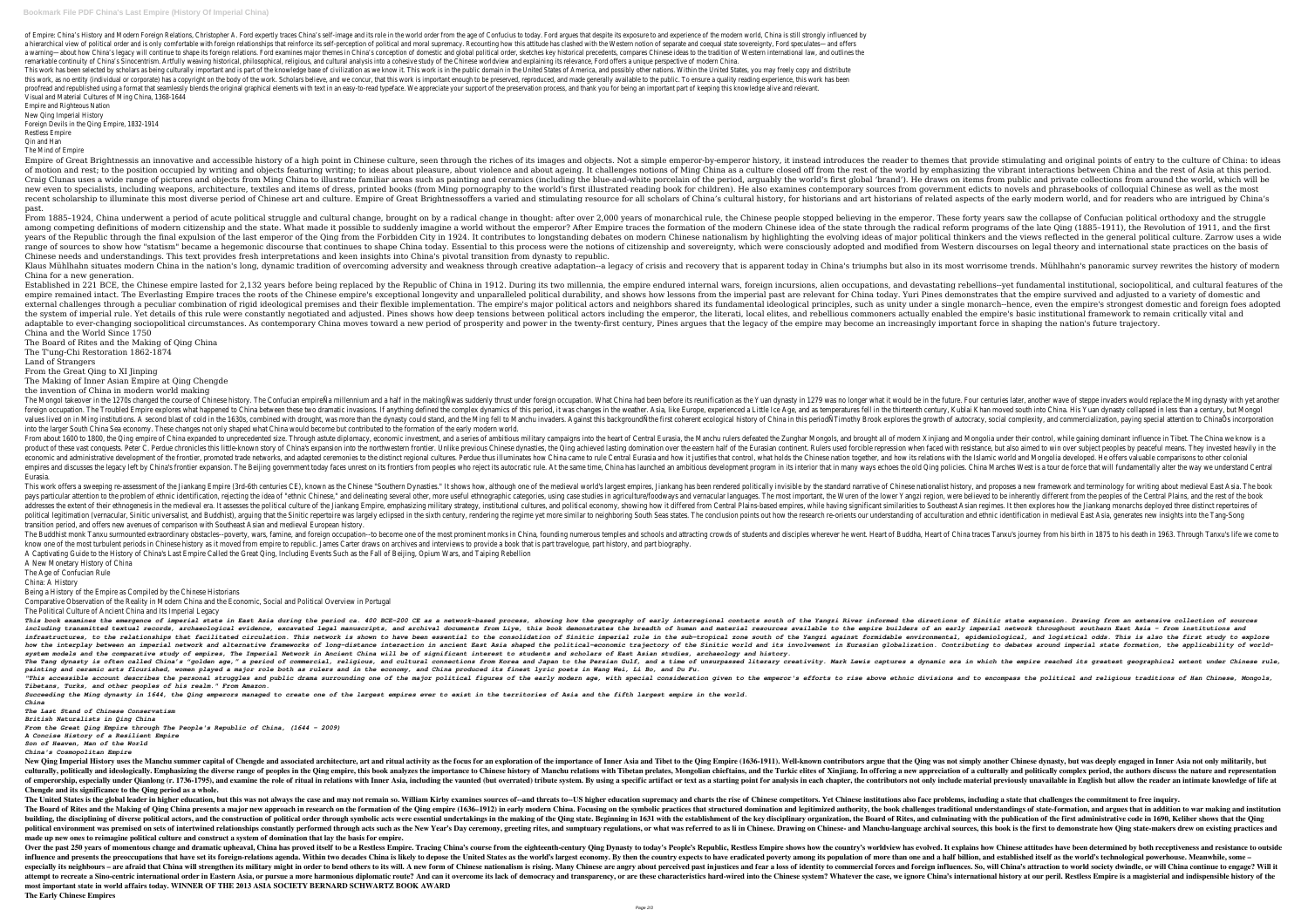of Empire: China's History and Modern Foreign Relations, Christopher A. Ford expertly traces China's self-image and its role in the world order from the age of Confucius to today. Ford argues that despite its exposure to and experience of the modern world, China is still strongly influenced by a hierarchical view of political order and is only comfortable with foreign relationships that reinforce its self-perception of political and moral supremacy. Recounting how this attitude has clashed with the Western notion of separate and coequal state sovereignty, Ford speculates—and offers a warning—about how China's legacy will continue to shape its foreign relations. Ford examines major themes in China's conception of domestic and global political order, sketches key historical precedents, compares Chinese ideas to the tradition of Western international law, and outlines the remarkable continuity of China's Sinocentrism. Artfully weaving historical, philosophical, religious, and cultural analysis into a cohesive study of the Chinese worldview and explaining its relevance, Ford offers a unique perspective of modern China.

This work has been selected by scholars as being culturally important and is part of the knowledge base of civilization as we know it. This work is in the public domain in the United States of America, and possibly other nations. Within the United States, you may freely copy and distribute this work, as no entity (individual or corporate) has a copyright on the body of the work. Scholars believe, and we concur, that this work is important enough to be preserved, reproduced, and made generally available to the public. To ensure a quality reading experience, this work has been proofread and republished using a format that seamlessly blends the original graphical elements with text in an easy-to-read typeface. We appreciate your support of the preservation process, and thank you for being an important part of keeping this knowledge alive and relevant.

Visual and Material Cultures of Ming China, 1368-1644

Empire and Righteous Nation

New Qing Imperial History

Foreign Devils in the Qing Empire, 1832-1914

Restless Empire

Qin and Han

The Mind of Empire

Empire of Great Brightnessis an innovative and accessible history of a high point in Chinese culture, seen through the riches of its images and objects. Not a simple emperor-by-emperor history, it instead introduces the reader to themes that provide stimulating and original points of entry to the culture of China: to ideas of motion and rest; to the position occupied by writing and objects featuring writing; to ideas about pleasure, about violence and about ageing. It challenges notions of Ming China as a culture closed off from the rest of the world by emphasizing the vibrant interactions between China and the rest of Asia at this period. Craig Clunas uses a wide range of pictures and objects from Ming China to illustrate familiar areas such as painting and ceramics (including the blue-and-white porcelain of the period, arguably the world's first global 'brand'). He draws on items from public and private collections from around the world, which will be new even to specialists, including weapons, architecture, textiles and items of dress, printed books (from Ming pornography to the world's first illustrated reading book for children). He also examines contemporary sources from government edicts to novels and phrasebooks of colloquial Chinese as well as the most recent scholarship to illuminate this most diverse period of Chinese art and culture. Empire of Great Brightnessoffers a varied and stimulating resource for all scholars of China's cultural history, for historians and art historians of related aspects of the early modern world, and for readers who are intrigued by China's past.

From 1885–1924, China underwent a period of acute political struggle and cultural change, brought on by a radical change in thought: after over 2,000 years of monarchical rule, the Chinese people stopped believing in the emperor. These forty years saw the collapse of Confucian political orthodoxy and the struggle among competing definitions of modern citizenship and the state. What made it possible to suddenly imagine a world without the emperor? After Empire traces the formation of the modern Chinese idea of the state through the radical reform programs of the late Qing (1885–1911), the Revolution of 1911, and the first years of the Republic through the final expulsion of the last emperor of the Qing from the Forbidden City in 1924. It contributes to longstanding debates on modern Chinese nationalism by highlighting the evolving ideas of major political thinkers and the views reflected in the general political culture. Zarrow uses a wide range of sources to show how "statism" became a hegemonic discourse that continues to shape China today. Essential to this process were the notions of citizenship and sovereignty, which were consciously adopted and modified from Western discourses on legal theory and international state practices on the basis of Chinese needs and understandings. This text provides fresh interpretations and keen insights into China's pivotal transition from dynasty to republic.

Klaus Mühlhahn situates modern China in the nation's long, dynamic tradition of overcoming adversity and weakness through creative adaptation--a legacy of crisis and recovery that is apparent today in China's triumphs but also in its most worrisome trends. Mühlhahn's panoramic survey rewrites the history of modern China for a new generation.

Established in 221 BCE, the Chinese empire lasted for 2,132 years before being replaced by the Republic of China in 1912. During its two millennia, the empire endured internal wars, foreign incursions, alien occupations, and devastating rebellions--yet fundamental institutional, sociopolitical, and cultural features of the empire remained intact. The Everlasting Empire traces the roots of the Chinese empire's exceptional longevity and unparalleled political durability, and shows how lessons from the imperial past are relevant for China today. Yuri Pines demonstrates that the empire survived and adjusted to a variety of domestic and external challenges through a peculiar combination of rigid ideological premises and their flexible implementation. The empire's major political actors and neighbors shared its fundamental ideological principles, such as unity under a single monarch--hence, even the empire's strongest domestic and foreign foes adopted the system of imperial rule. Yet details of this rule were constantly negotiated and adjusted. Pines shows how deep tensions between political actors including the emperor, the literati, local elites, and rebellious commoners actually enabled the empire's basic institutional framework to remain critically vital and adaptable to ever-changing sociopolitical circumstances. As contemporary China moves toward a new period of prosperity and power in the twenty-first century, Pines argues that the legacy of the empire may become an increasingly important force in shaping the nation's future trajectory.

China and the World Since 1750

The Board of Rites and the Making of Qing China

The T'ung-Chi Restoration 1862-1874

Land of Strangers

From the Great Qing to XI Jinping

The Making of Inner Asian Empire at Qing Chengde

the invention of China in modern world making

The Mongol takeover in the 1270s changed the course of Chinese history. The Confucian empireÑa millennium and a half in the makingÑwas suddenly thrust under foreign occupation. What China had been before its reunification as the Yuan dynasty in 1279 was no longer what it would be in the future. Four centuries later, another wave of steppe invaders would replace the Ming dynasty with yet another foreign occupation. The Troubled Empire explores what happened to China between these two dramatic invasions. If anything defined the complex dynamics of this period, it was changes in the weather. Asia, like Europe, experienced a Little Ice Age, and as temperatures fell in the thirteenth century, Kublai Khan moved south into China. His Yuan dynasty collapsed in less than a century, but Mongol values lived on in Ming institutions. A second blast of cold in the 1630s, combined with drought, was more than the dynasty could stand, and the Ming fell to Manchu invaders. Against this backgroundÑthe first coherent ecological history of China in this periodÑTimothy Brook explores the growth of autocracy, social complexity, and commercialization, paying special attention to ChinaÕs incorporation into the larger South China Sea economy. These changes not only shaped what China would become but contributed to the formation of the early modern world.

From about 1600 to 1800, the Qing empire of China expanded to unprecedented size. Through astute diplomacy, economic investment, and a series of ambitious military campaigns into the heart of Central Eurasia, the Manchu rulers defeated the Zunghar Mongols, and brought all of modern Xinjiang and Mongolia under their control, while gaining dominant influence in Tibet. The China we know is a product of these vast conquests. Peter C. Perdue chronicles this little-known story of China's expansion into the northwestern frontier. Unlike previous Chinese dynasties, the Qing achieved lasting domination over the eastern half of the Eurasian continent. Rulers used forcible repression when faced with resistance, but also aimed to win over subject peoples by peaceful means. They invested heavily in the economic and administrative development of the frontier, promoted trade networks, and adapted ceremonies to the distinct regional cultures. Perdue thus illuminates how China came to rule Central Eurasia and how it justifies that control, what holds the Chinese nation together, and how its relations with the Islamic world and Mongolia developed. He offers valuable comparisons to other colonial empires and discusses the legacy left by China's frontier expansion. The Beijing government today faces unrest on its frontiers from peoples who reject its autocratic rule. At the same time, China has launched an ambitious development program in its interior that in many ways echoes the old Qing policies. China Marches West is a tour de force that will fundamentally alter the way we understand Central Eurasia.

This work offers a sweeping re-assessment of the Jiankang Empire (3rd-6th centuries CE), known as the Chinese "Southern Dynasties." It shows how, although one of the medieval world's largest empires, Jiankang has been rendered politically invisible by the standard narrative of Chinese nationalist history, and proposes a new framework and terminology for writing about medieval East Asia. The book pays particular attention to the problem of ethnic identification, rejecting the idea of "ethnic Chinese," and delineating several other, more useful ethnographic categories, using case studies in agriculture/foodways and vernacular languages. The most important, the Wuren of the lower Yangzi region, were believed to be inherently different from the peoples of the Central Plains, and the rest of the book addresses the extent of their ethnogenesis in the medieval era. It assesses the political culture of the Jiankang Empire, emphasizing military strategy, institutional cultures, and political economy, showing how it differed from Central Plains-based empires, while having significant similarities to Southeast Asian regimes. It then explores how the Jiankang monarchs deployed three distinct repertoires of political legitimation (vernacular, Sinitic universalist, and Buddhist), arguing that the Sinitic repertoire was largely eclipsed in the sixth century, rendering the regime yet more similar to neighboring South Seas states. The conclusion points out how the research re-orients our understanding of acculturation and ethnic identification in medieval East Asia, generates new insights into the Tang-Song transition period, and offers new avenues of comparison with Southeast Asian and medieval European history.

The Buddhist monk Tanxu surmounted extraordinary obstacles--poverty, wars, famine, and foreign occupation--to become one of the most prominent monks in China, founding numerous temples and schools and attracting crowds of students and disciples wherever he went. Heart of Buddha, Heart of China traces Tanxu's journey from his birth in 1875 to his death in 1963. Through Tanxu's life we come to know one of the most turbulent periods in Chinese history as it moved from empire to republic. James Carter draws on archives and interviews to provide a book that is part travelogue, part history, and part biography.

A Captivating Guide to the History of China's Last Empire Called the Great Qing, including Events Such as the Fall of Beijing, Opium Wars, and Taiping Rebellion

A New Monetary History of China

The Age of Confucian Rule

China: A History

Being a History of the Empire as Compiled by the Chinese Historians

Comparative Observation of the Reality in Modern China and the Economic, Social and Political Overview in Portugal

The Political Culture of Ancient China and Its Imperial Legacy

*This book examines the emergence of imperial state in East Asia during the period ca. 400 BCE-200 CE as a network-based process, showing how the geography of early interregional contacts south of the Yangzi River informed the directions of Sinitic state expansion. Drawing from an extensive collection of sources including transmitted textual records, archaeological evidence, excavated legal manuscripts, and archival documents from Liye, this book demonstrates the breadth of human and material resources available to the empire builders of an early imperial network throughout southern East Asia - from institutions and infrastructures, to the relationships that facilitated circulation. This network is shown to have been essential to the consolidation of Sinitic imperial rule in the sub-tropical zone south of the Yangzi against formidable environmental, epidemiological, and logistical odds. This is also the first study to explore how the interplay between an imperial network and alternative frameworks of long-distance interaction in ancient East Asia shaped the political-economic trajectory of the Sinitic world and its involvement in Eurasian globalization. Contributing to debates around imperial state formation, the applicability of world-system models and the comparative study of empires, The Imperial Network in Ancient China will be of significant interest to students and scholars of East Asian studies, archaeology and history.*

*The Tang dynasty is often called China's "golden age," a period of commercial, religious, and cultural connections from Korea and Japan to the Persian Gulf, and a time of unsurpassed literary creativity. Mark Lewis captures a dynamic era in which the empire reached its greatest geographical extent under Chinese rule, painting and ceramic arts flourished, women played a major role both as rulers and in the economy, and China produced its finest lyric poets in Wang Wei, Li Bo, and Du Fu.*

*"This accessible account describes the personal struggles and public drama surrounding one of the major political figures of the early modern age, with special consideration given to the emperor's efforts to rise above ethnic divisions and to encompass the political and religious traditions of Han Chinese, Mongols, Tibetans, Turks, and other peoples of his realm." From Amazon.*

*Succeeding the Ming dynasty in 1644, the Qing emperors managed to create one of the largest empires ever to exist in the territories of Asia and the fifth largest empire in the world.*

*China*

*The Last Stand of Chinese Conservatism*

*British Naturalists in Qing China*

*From the Great Qing Empire through The People's Republic of China, (1644 - 2009)*

*A Concise History of a Resilient Empire*

*Son of Heaven, Man of the World*

*China's Cosmopolitan Empire*

**New Qing Imperial History uses the Manchu summer capital of Chengde and associated architecture, art and ritual activity as the focus for an exploration of the importance of Inner Asia and Tibet to the Qing Empire (1636-1911). Well-known contributors argue that the Qing was not simply another Chinese dynasty, but was deeply engaged in Inner Asia not only militarily, but culturally, politically and ideologically. Emphasizing the diverse range of peoples in the Qing empire, this book analyzes the importance to Chinese history of Manchu relations with Tibetan prelates, Mongolian chieftains, and the Turkic elites of Xinjiang. In offering a new appreciation of a culturally and politically complex period, the authors discuss the nature and representation of emperorship, especially under Qianlong (r. 1736-1795), and examine the role of ritual in relations with Inner Asia, including the vaunted (but overrated) tribute system. By using a specific artifact or text as a starting point for analysis in each chapter, the contributors not only include material previously unavailable in English but allow the reader an intimate knowledge of life at Chengde and its significance to the Qing period as a whole.**

**The United States is the global leader in higher education, but this was not always the case and may not remain so. William Kirby examines sources of--and threats to--US higher education supremacy and charts the rise of Chinese competitors. Yet Chinese institutions also face problems, including a state that challenges the commitment to free inquiry.**

**The Board of Rites and the Making of Qing China presents a major new approach in research on the formation of the Qing empire (1636–1912) in early modern China. Focusing on the symbolic practices that structured domination and legitimized authority, the book challenges traditional understandings of state-formation, and argues that in addition to war making and institution building, the disciplining of diverse political actors, and the construction of political order through symbolic acts were essential undertakings in the making of the Qing state. Beginning in 1631 with the establishment of the key disciplinary organization, the Board of Rites, and culminating with the publication of the first administrative code in 1690, Keliher shows that the Qing political environment was premised on sets of intertwined relationships constantly performed through acts such as the New Year's Day ceremony, greeting rites, and sumptuary regulations, or what was referred to as li in Chinese. Drawing on Chinese- and Manchu-language archival sources, this book is the first to demonstrate how Qing state-makers drew on existing practices and made up new ones to reimagine political culture and construct a system of domination that lay the basis for empire.**

**Over the past 250 years of momentous change and dramatic upheaval, China has proved itself to be a Restless Empire. Tracing China's course from the eighteenth-century Qing Dynasty to today's People's Republic, Restless Empire shows how the country's worldview has evolved. It explains how Chinese attitudes have been determined by both receptiveness and resistance to outside influence and presents the preoccupations that have set its foreign-relations agenda. Within two decades China is likely to depose the United States as the world's largest economy. By then the country expects to have eradicated poverty among its population of more than one and a half billion, and established itself as the world's technological powerhouse. Meanwhile, some – especially its neighbours – are afraid that China will strengthen its military might in order to bend others to its will. A new form of Chinese nationalism is rising. Many Chinese are angry about perceived past injustices and fear a loss of identity to commercial forces and foreign influences. So, will China's attraction to world society dwindle, or will China continue to engage? Will it attempt to recreate a Sino-centric international order in Eastern Asia, or pursue a more harmonious diplomatic route? And can it overcome its lack of democracy and transparency, or are these characteristics hard-wired into the Chinese system? Whatever the case, we ignore China's international history at our peril. Restless Empire is a magisterial and indispensible history of the most important state in world affairs today. WINNER OF THE 2013 ASIA SOCIETY BERNARD SCHWARTZ BOOK AWARD**

**The Early Chinese Empires**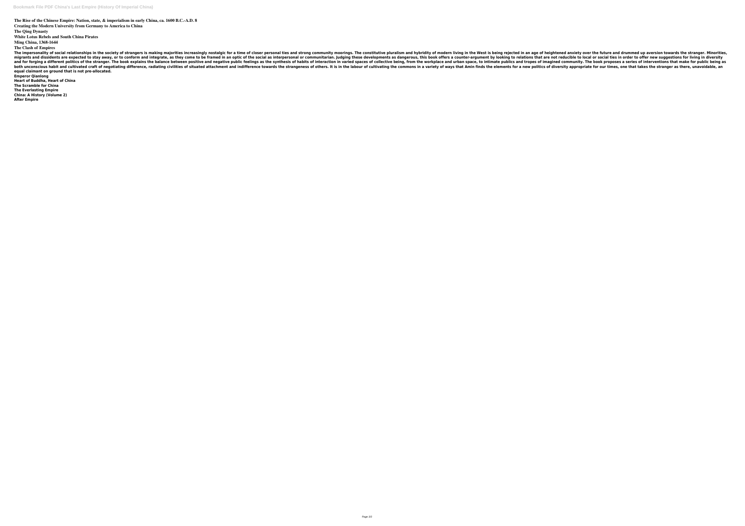**The Rise of the Chinese Empire: Nation, state, & imperialism in early China, ca. 1600 B.C.-A.D. 8**

**Creating the Modern University from Germany to America to China**

**The Qing Dynasty**

**White Lotus Rebels and South China Pirates**

**Ming China, 1368-1644**

**The Clash of Empires**

**The impersonality of social relationships in the society of strangers is making majorities increasingly nostalgic for a time of closer personal ties and strong community moorings. The constitutive pluralism and hybridity of modern living in the West is being rejected in an age of heightened anxiety over the future and drummed up aversion towards the stranger. Minorities, migrants and dissidents are expected to stay away, or to conform and integrate, as they come to be framed in an optic of the social as interpersonal or communitarian. Judging these developments as dangerous, this book offers a counter-argument by looking to relations that are not reducible to local or social ties in order to offer new suggestions for living in diversity and for forging a different politics of the stranger. The book explains the balance between positive and negative public feelings as the synthesis of habits of interaction in varied spaces of collective being, from the workplace and urban space, to intimate publics and tropes of imagined community. The book proposes a series of interventions that make for public being as both unconscious habit and cultivated craft of negotiating difference, radiating civilities of situated attachment and indifference towards the strangeness of others. It is in the labour of cultivating the commons in a variety of ways that Amin finds the elements for a new politics of diversity appropriate for our times, one that takes the stranger as there, unavoidable, an equal claimant on ground that is not pre-allocated.**

**Emperor Qianlong**

**Heart of Buddha, Heart of China**

**The Scramble for China**

**The Everlasting Empire**

**China: A History (Volume 2)**

**After Empire**